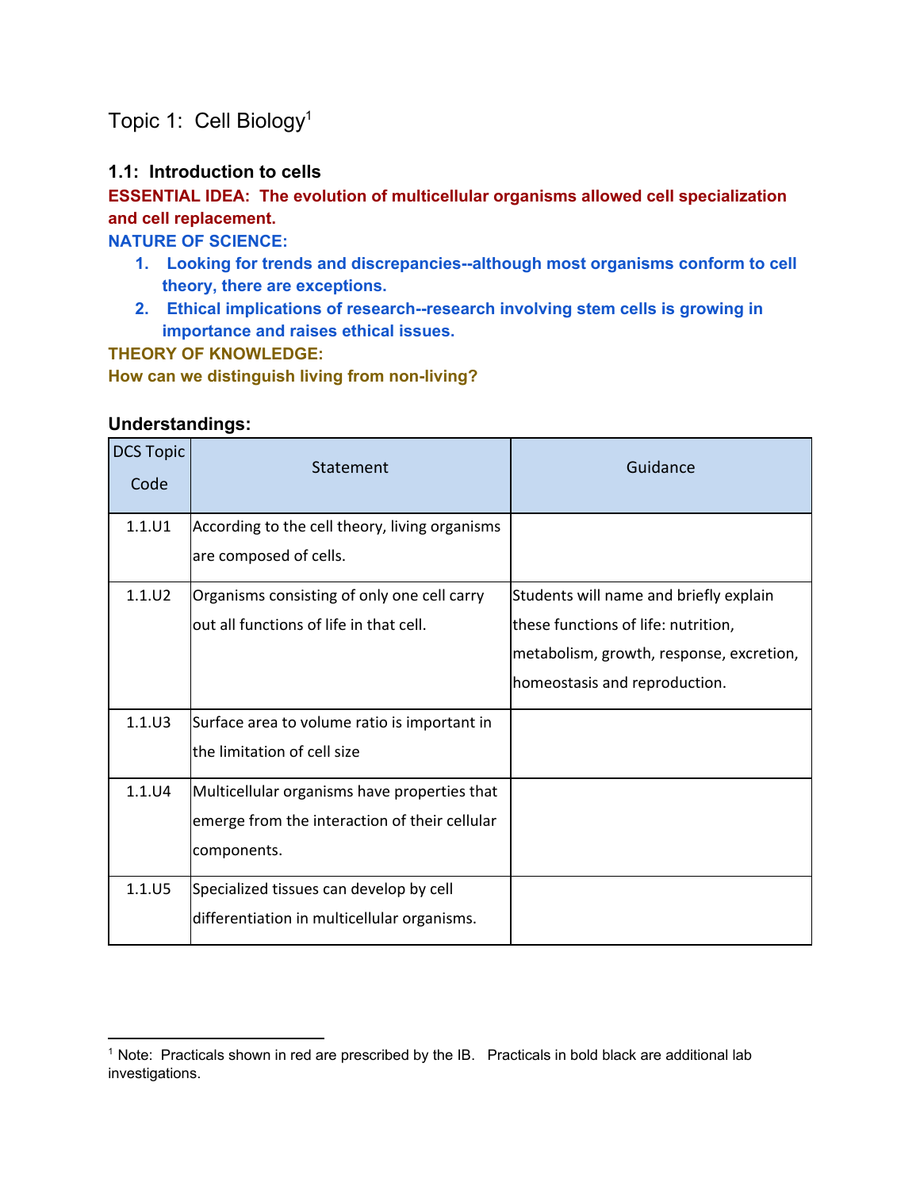# Topic 1: Cell Biology[1]

### 1.1: Introduction to cells

**ESSENTIAL IDEA: The evolution of multicellular organisms allowed cell specialization and cell replacement.**

**NATURE OF SCIENCE:**

1. **Looking for trends and discrepancies--although most organisms conform to cell theory, there are exceptions.**
2. **Ethical implications of research--research involving stem cells is growing in importance and raises ethical issues.**

**THEORY OF KNOWLEDGE:**

**How can we distinguish living from non-living?**

### Understandings:

| DCS Topic Code | Statement | Guidance |
|---|---|---|
| 1.1.U1 | According to the cell theory, living organisms are composed of cells. | |
| 1.1.U2 | Organisms consisting of only one cell carry out all functions of life in that cell. | Students will name and briefly explain these functions of life: nutrition, metabolism, growth, response, excretion, homeostasis and reproduction. |
| 1.1.U3 | Surface area to volume ratio is important in the limitation of cell size | |
| 1.1.U4 | Multicellular organisms have properties that emerge from the interaction of their cellular components. | |
| 1.1.U5 | Specialized tissues can develop by cell differentiation in multicellular organisms. | |

[1] Note: Practicals shown in red are prescribed by the IB. Practicals in bold black are additional lab investigations.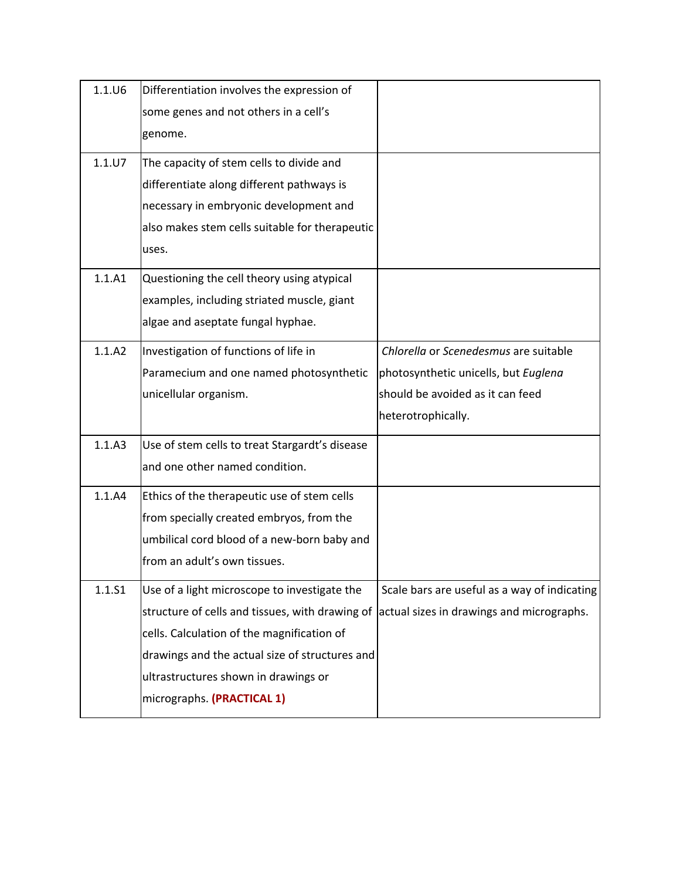| | | |
|---|---|---|
| 1.1.U6 | Differentiation involves the expression of some genes and not others in a cell's genome. | |
| 1.1.U7 | The capacity of stem cells to divide and differentiate along different pathways is necessary in embryonic development and also makes stem cells suitable for therapeutic uses. | |
| 1.1.A1 | Questioning the cell theory using atypical examples, including striated muscle, giant algae and aseptate fungal hyphae. | |
| 1.1.A2 | Investigation of functions of life in Paramecium and one named photosynthetic unicellular organism. | *Chlorella* or *Scenedesmus* are suitable photosynthetic unicells, but *Euglena* should be avoided as it can feed heterotrophically. |
| 1.1.A3 | Use of stem cells to treat Stargardt's disease and one other named condition. | |
| 1.1.A4 | Ethics of the therapeutic use of stem cells from specially created embryos, from the umbilical cord blood of a new-born baby and from an adult's own tissues. | |
| 1.1.S1 | Use of a light microscope to investigate the structure of cells and tissues, with drawing of cells. Calculation of the magnification of drawings and the actual size of structures and ultrastructures shown in drawings or micrographs. **(PRACTICAL 1)** | Scale bars are useful as a way of indicating actual sizes in drawings and micrographs. |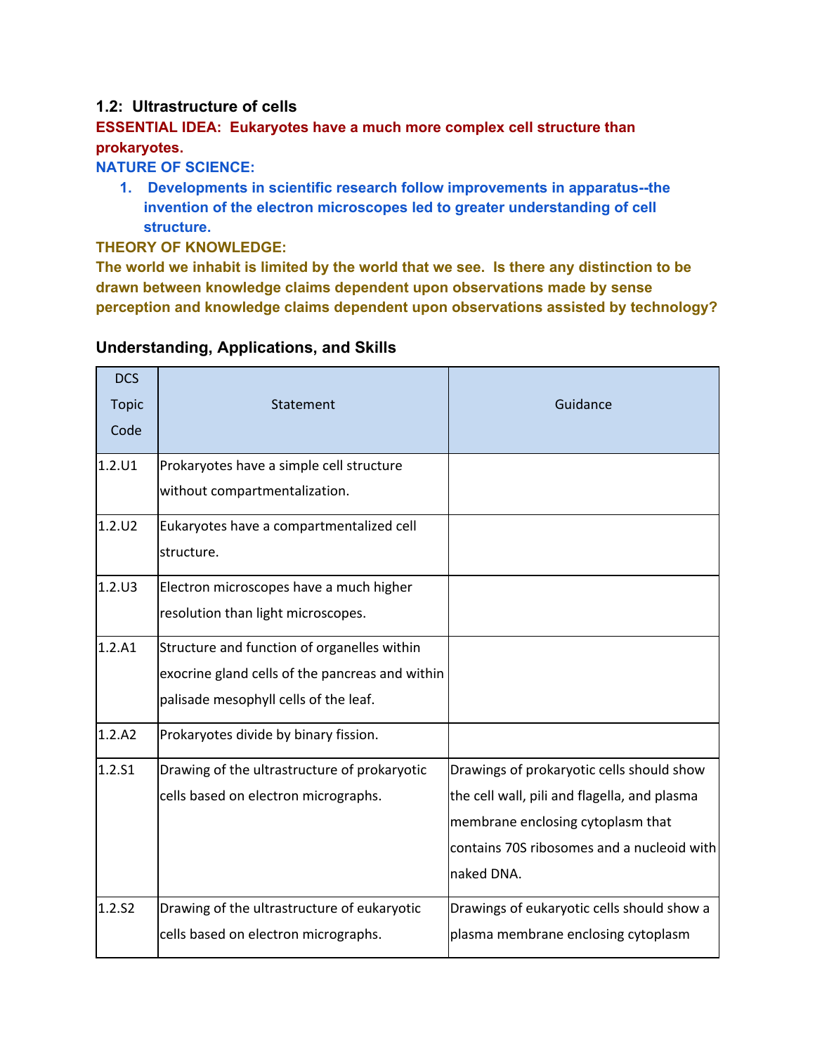### 1.2: Ultrastructure of cells

**ESSENTIAL IDEA: Eukaryotes have a much more complex cell structure than prokaryotes.**

**NATURE OF SCIENCE:**

1. **Developments in scientific research follow improvements in apparatus--the invention of the electron microscopes led to greater understanding of cell structure.**

**THEORY OF KNOWLEDGE:**

**The world we inhabit is limited by the world that we see. Is there any distinction to be drawn between knowledge claims dependent upon observations made by sense perception and knowledge claims dependent upon observations assisted by technology?**

### Understanding, Applications, and Skills

| DCS Topic Code | Statement | Guidance |
|---|---|---|
| 1.2.U1 | Prokaryotes have a simple cell structure without compartmentalization. | |
| 1.2.U2 | Eukaryotes have a compartmentalized cell structure. | |
| 1.2.U3 | Electron microscopes have a much higher resolution than light microscopes. | |
| 1.2.A1 | Structure and function of organelles within exocrine gland cells of the pancreas and within palisade mesophyll cells of the leaf. | |
| 1.2.A2 | Prokaryotes divide by binary fission. | |
| 1.2.S1 | Drawing of the ultrastructure of prokaryotic cells based on electron micrographs. | Drawings of prokaryotic cells should show the cell wall, pili and flagella, and plasma membrane enclosing cytoplasm that contains 70S ribosomes and a nucleoid with naked DNA. |
| 1.2.S2 | Drawing of the ultrastructure of eukaryotic cells based on electron micrographs. | Drawings of eukaryotic cells should show a plasma membrane enclosing cytoplasm |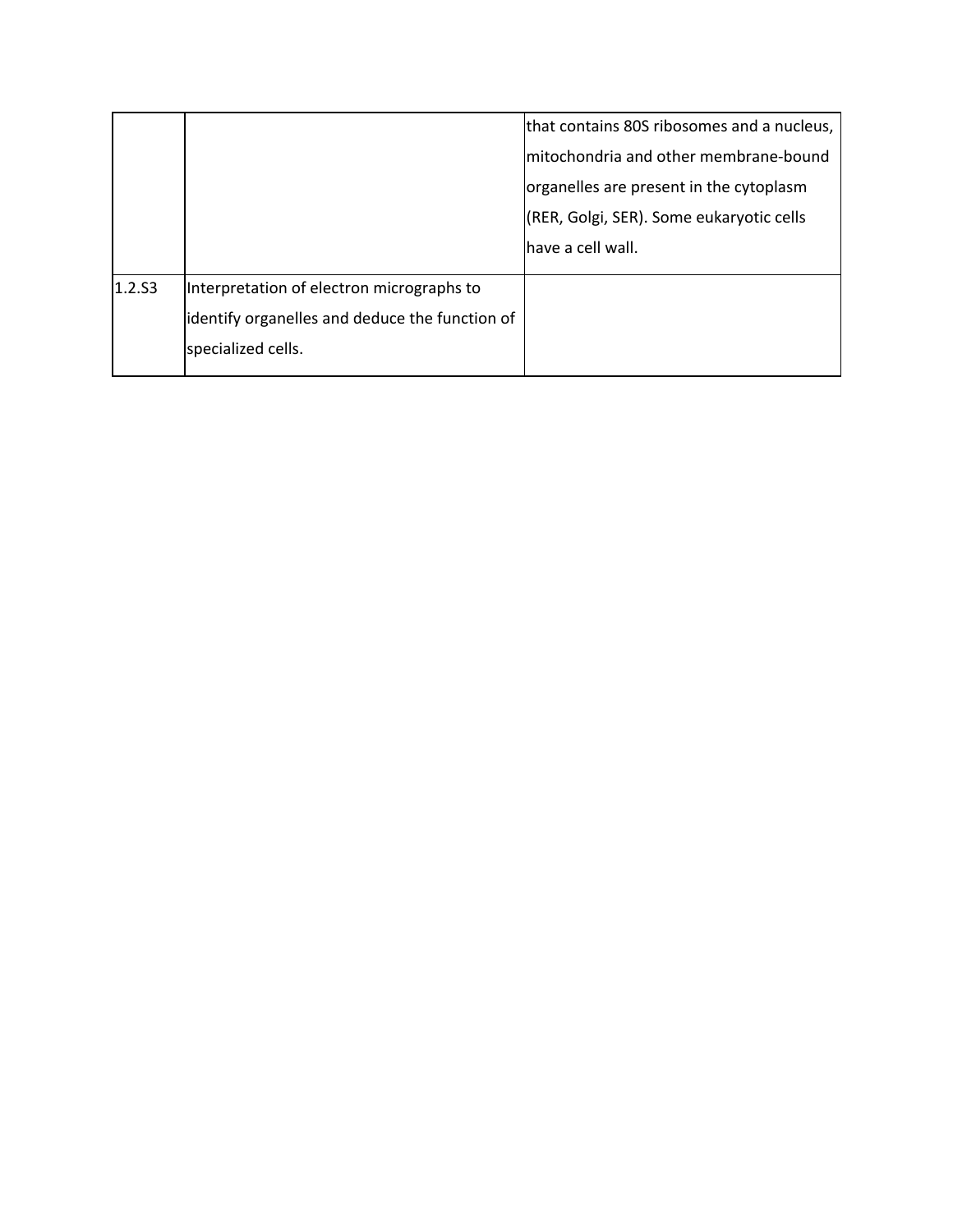| | | |
|---|---|---|
| | | that contains 80S ribosomes and a nucleus, mitochondria and other membrane-bound organelles are present in the cytoplasm (RER, Golgi, SER). Some eukaryotic cells have a cell wall. |
| 1.2.S3 | Interpretation of electron micrographs to identify organelles and deduce the function of specialized cells. | |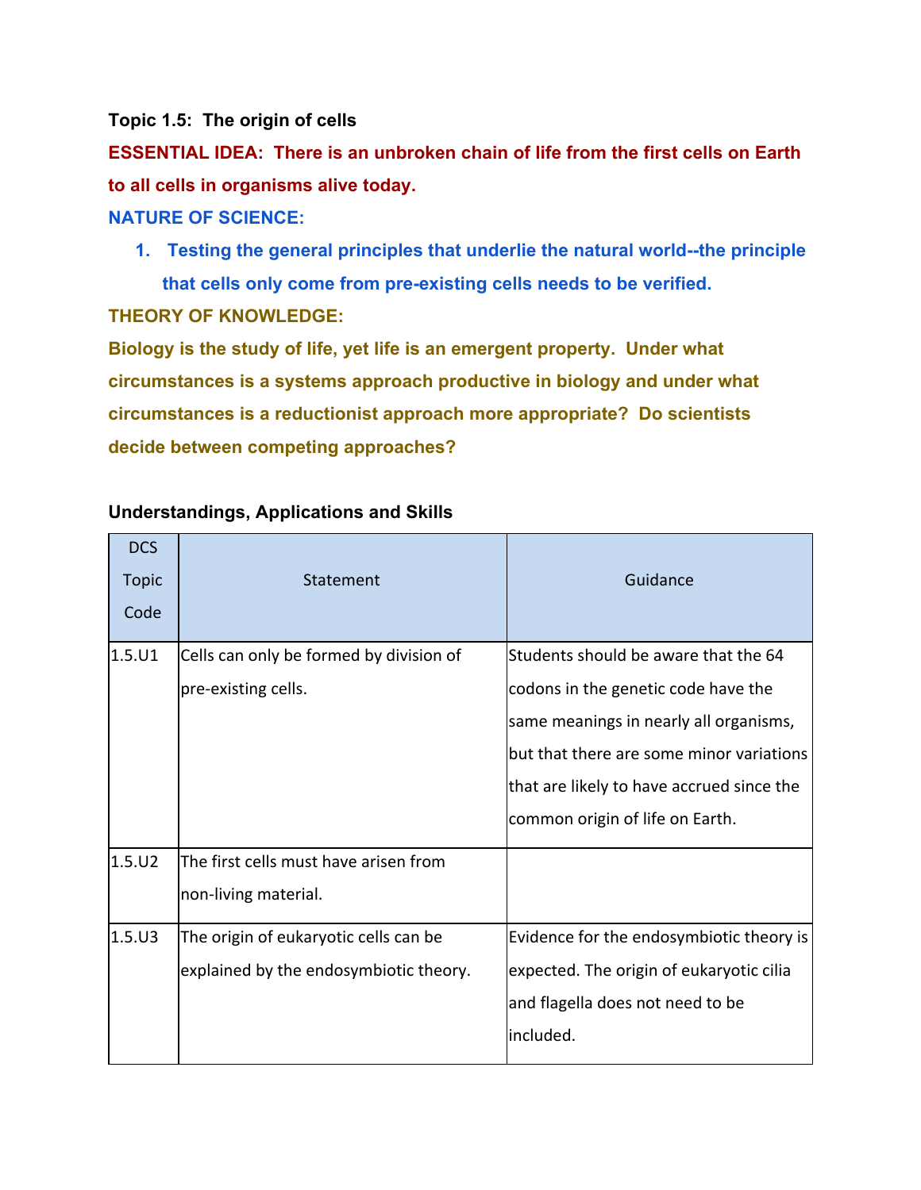**Topic 1.5: The origin of cells**

**ESSENTIAL IDEA: There is an unbroken chain of life from the first cells on Earth to all cells in organisms alive today.**

**NATURE OF SCIENCE:**

1. **Testing the general principles that underlie the natural world--the principle that cells only come from pre-existing cells needs to be verified.**

**THEORY OF KNOWLEDGE:**

**Biology is the study of life, yet life is an emergent property. Under what circumstances is a systems approach productive in biology and under what circumstances is a reductionist approach more appropriate? Do scientists decide between competing approaches?**

**Understandings, Applications and Skills**

| DCS Topic Code | Statement | Guidance |
|---|---|---|
| 1.5.U1 | Cells can only be formed by division of pre-existing cells. | Students should be aware that the 64 codons in the genetic code have the same meanings in nearly all organisms, but that there are some minor variations that are likely to have accrued since the common origin of life on Earth. |
| 1.5.U2 | The first cells must have arisen from non-living material. | |
| 1.5.U3 | The origin of eukaryotic cells can be explained by the endosymbiotic theory. | Evidence for the endosymbiotic theory is expected. The origin of eukaryotic cilia and flagella does not need to be included. |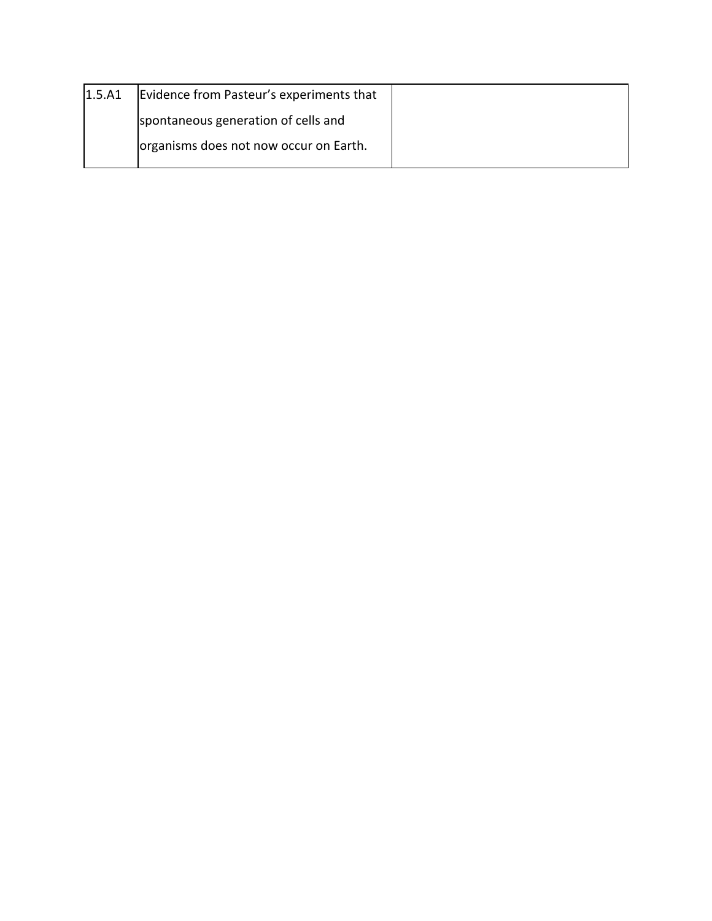| | | |
|---|---|---|
| 1.5.A1 | Evidence from Pasteur's experiments that spontaneous generation of cells and organisms does not now occur on Earth. | |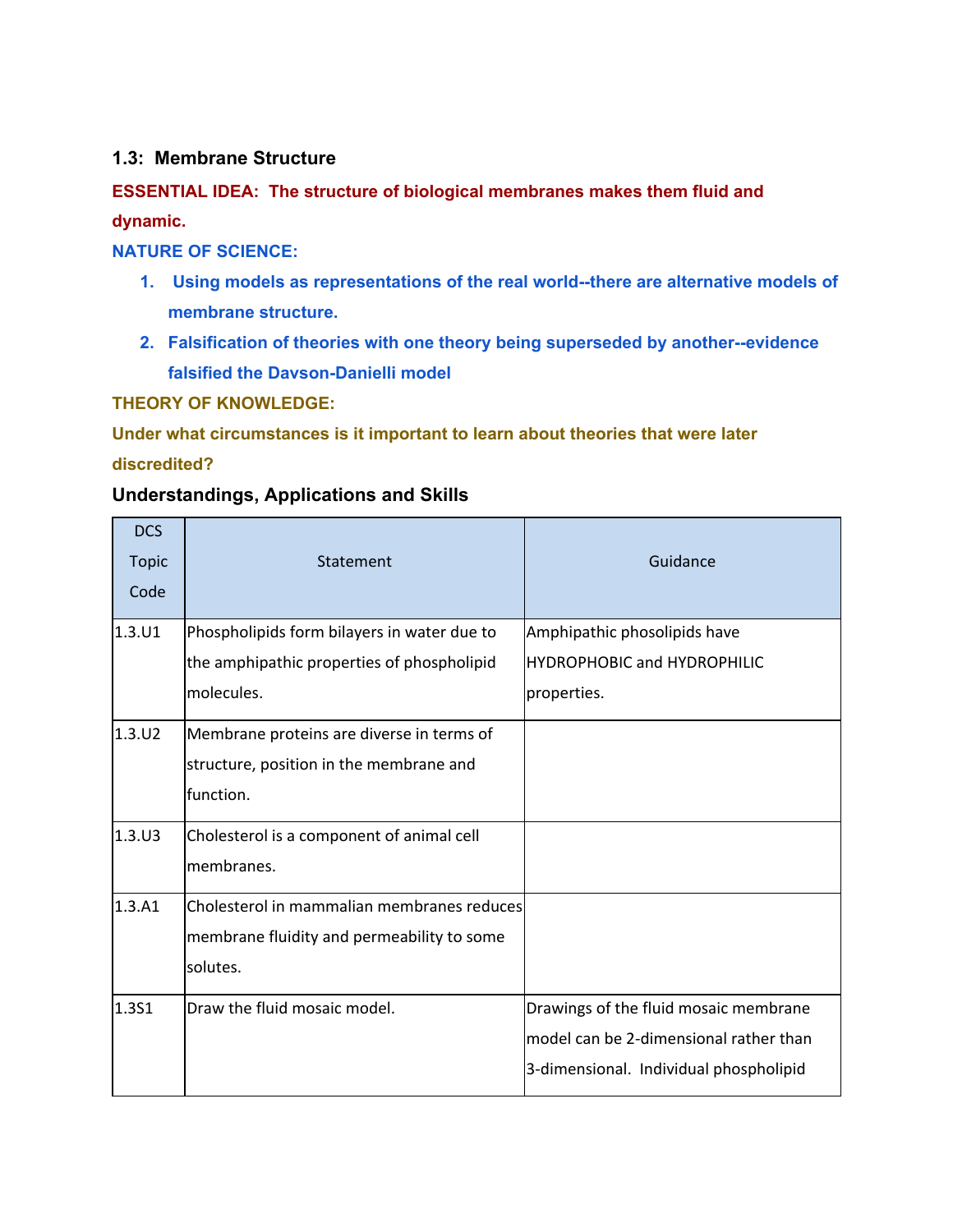### 1.3: Membrane Structure

**ESSENTIAL IDEA: The structure of biological membranes makes them fluid and dynamic.**

**NATURE OF SCIENCE:**

1. **Using models as representations of the real world--there are alternative models of membrane structure.**
2. **Falsification of theories with one theory being superseded by another--evidence falsified the Davson-Danielli model**

**THEORY OF KNOWLEDGE:**

**Under what circumstances is it important to learn about theories that were later discredited?**

### Understandings, Applications and Skills

| DCS Topic Code | Statement | Guidance |
|---|---|---|
| 1.3.U1 | Phospholipids form bilayers in water due to the amphipathic properties of phospholipid molecules. | Amphipathic phosolipids have HYDROPHOBIC and HYDROPHILIC properties. |
| 1.3.U2 | Membrane proteins are diverse in terms of structure, position in the membrane and function. | |
| 1.3.U3 | Cholesterol is a component of animal cell membranes. | |
| 1.3.A1 | Cholesterol in mammalian membranes reduces membrane fluidity and permeability to some solutes. | |
| 1.3S1 | Draw the fluid mosaic model. | Drawings of the fluid mosaic membrane model can be 2-dimensional rather than 3-dimensional. Individual phospholipid |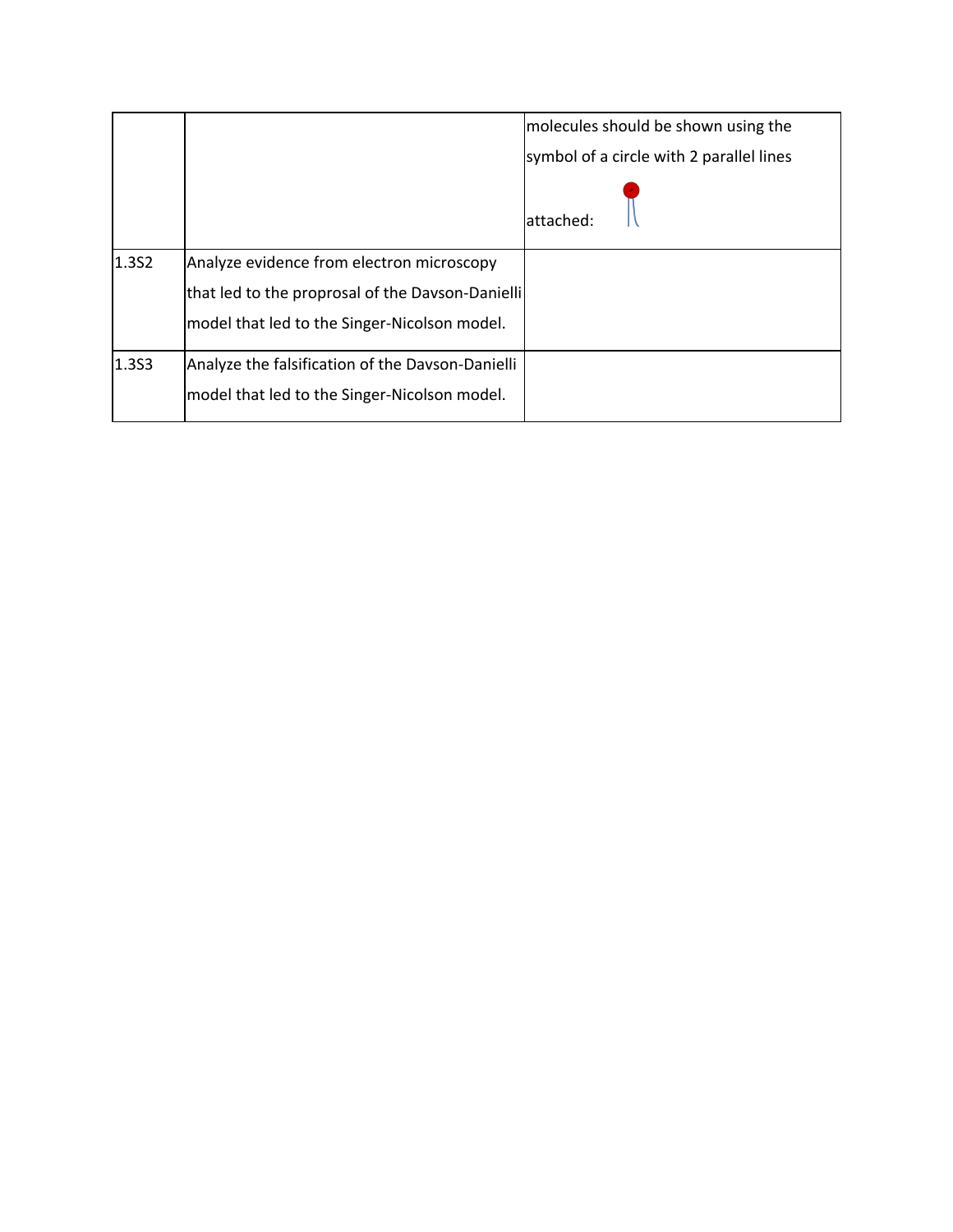|  |  |  |
|---|---|---|
|  |  | molecules should be shown using the symbol of a circle with 2 parallel lines attached: |
| 1.3S2 | Analyze evidence from electron microscopy that led to the proprosal of the Davson-Danielli model that led to the Singer-Nicolson model. |  |
| 1.3S3 | Analyze the falsification of the Davson-Danielli model that led to the Singer-Nicolson model. |  |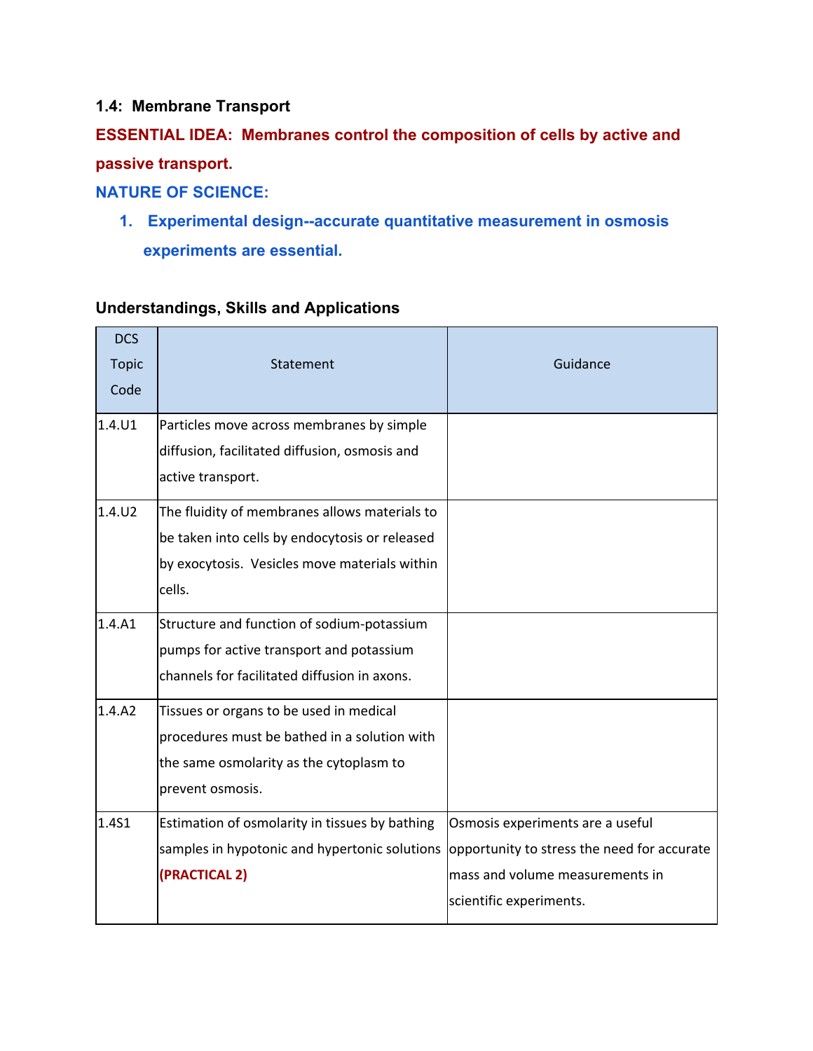### 1.4: Membrane Transport

**ESSENTIAL IDEA: Membranes control the composition of cells by active and passive transport.**

**NATURE OF SCIENCE:**

1. **Experimental design--accurate quantitative measurement in osmosis experiments are essential.**

### Understandings, Skills and Applications

| DCS Topic Code | Statement | Guidance |
|---|---|---|
| 1.4.U1 | Particles move across membranes by simple diffusion, facilitated diffusion, osmosis and active transport. | |
| 1.4.U2 | The fluidity of membranes allows materials to be taken into cells by endocytosis or released by exocytosis. Vesicles move materials within cells. | |
| 1.4.A1 | Structure and function of sodium-potassium pumps for active transport and potassium channels for facilitated diffusion in axons. | |
| 1.4.A2 | Tissues or organs to be used in medical procedures must be bathed in a solution with the same osmolarity as the cytoplasm to prevent osmosis. | |
| 1.4S1 | Estimation of osmolarity in tissues by bathing samples in hypotonic and hypertonic solutions **(PRACTICAL 2)** | Osmosis experiments are a useful opportunity to stress the need for accurate mass and volume measurements in scientific experiments. |